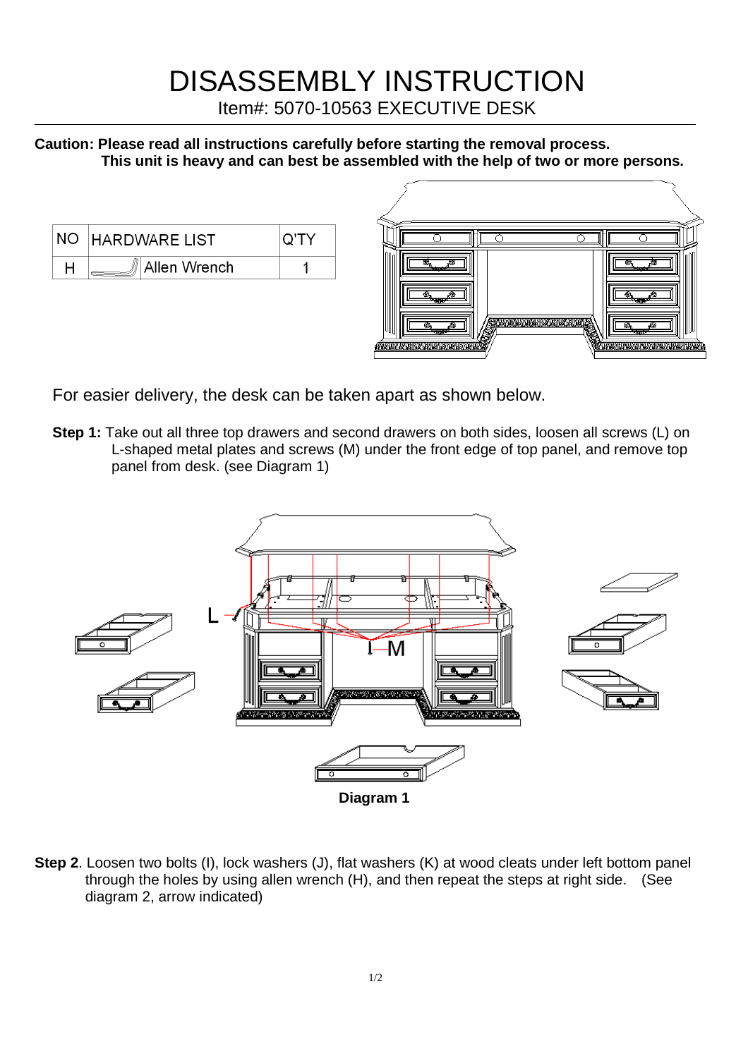# DISASSEMBLY INSTRUCTION

Item#: 5070-10563 EXECUTIVE DESK

**Caution: Please read all instructions carefully before starting the removal process.**
**This unit is heavy and can best be assembled with the help of two or more persons.**

| NO | HARDWARE LIST | Q'TY |
|---|---|---|
| H | Allen Wrench | 1 |

For easier delivery, the desk can be taken apart as shown below.

**Step 1:** Take out all three top drawers and second drawers on both sides, loosen all screws (L) on L-shaped metal plates and screws (M) under the front edge of top panel, and remove top panel from desk. (see Diagram 1)

**Diagram 1**

**Step 2**. Loosen two bolts (I), lock washers (J), flat washers (K) at wood cleats under left bottom panel through the holes by using allen wrench (H), and then repeat the steps at right side. (See diagram 2, arrow indicated)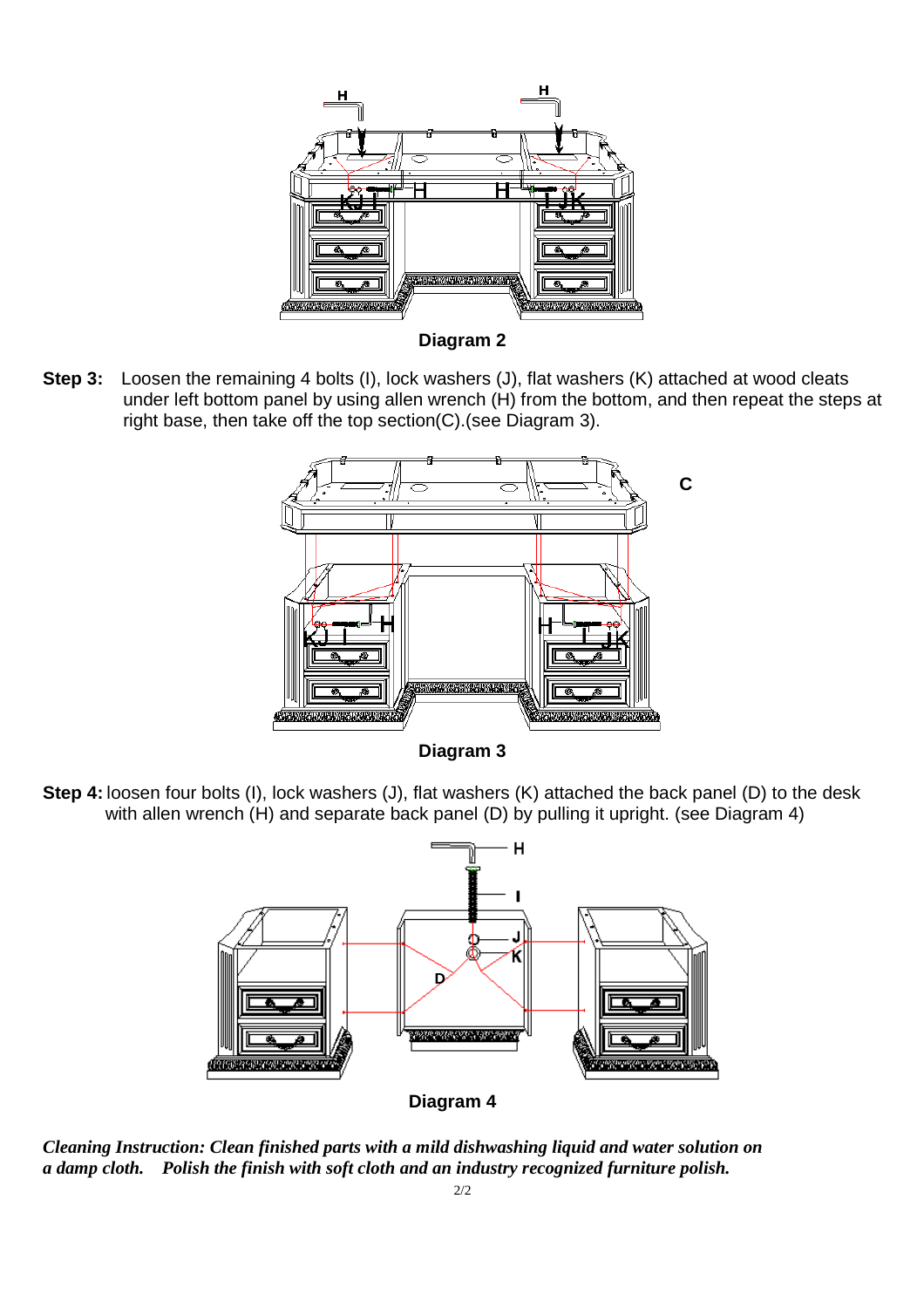Diagram 2

**Step 3:** Loosen the remaining 4 bolts (I), lock washers (J), flat washers (K) attached at wood cleats under left bottom panel by using allen wrench (H) from the bottom, and then repeat the steps at right base, then take off the top section(C).(see Diagram 3).

Diagram 3

**Step 4:** loosen four bolts (I), lock washers (J), flat washers (K) attached the back panel (D) to the desk with allen wrench (H) and separate back panel (D) by pulling it upright. (see Diagram 4)

Diagram 4

***Cleaning Instruction: Clean finished parts with a mild dishwashing liquid and water solution on a damp cloth. Polish the finish with soft cloth and an industry recognized furniture polish.***